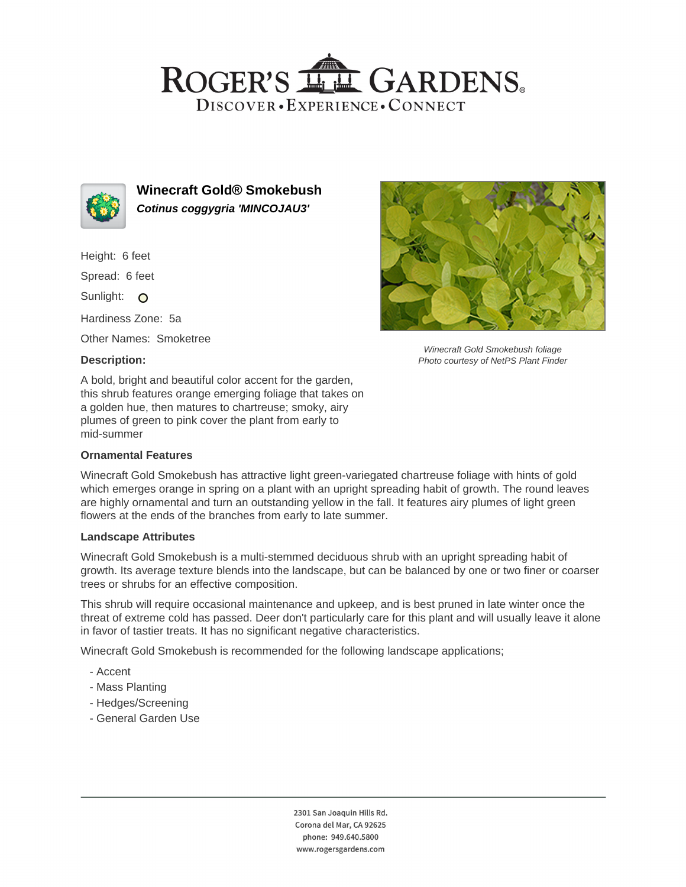# Winecraft Gold® Smokebush

***Cotinus coggygria 'MINCOJAU3'***

Height: 6 feet

Spread: 6 feet

Sunlight: O

Hardiness Zone: 5a

Other Names: Smoketree

Winecraft Gold Smokebush foliage
Photo courtesy of NetPS Plant Finder

### Description:

A bold, bright and beautiful color accent for the garden, this shrub features orange emerging foliage that takes on a golden hue, then matures to chartreuse; smoky, airy plumes of green to pink cover the plant from early to mid-summer

### Ornamental Features

Winecraft Gold Smokebush has attractive light green-variegated chartreuse foliage with hints of gold which emerges orange in spring on a plant with an upright spreading habit of growth. The round leaves are highly ornamental and turn an outstanding yellow in the fall. It features airy plumes of light green flowers at the ends of the branches from early to late summer.

### Landscape Attributes

Winecraft Gold Smokebush is a multi-stemmed deciduous shrub with an upright spreading habit of growth. Its average texture blends into the landscape, but can be balanced by one or two finer or coarser trees or shrubs for an effective composition.

This shrub will require occasional maintenance and upkeep, and is best pruned in late winter once the threat of extreme cold has passed. Deer don't particularly care for this plant and will usually leave it alone in favor of tastier treats. It has no significant negative characteristics.

Winecraft Gold Smokebush is recommended for the following landscape applications;

- Accent
- Mass Planting
- Hedges/Screening
- General Garden Use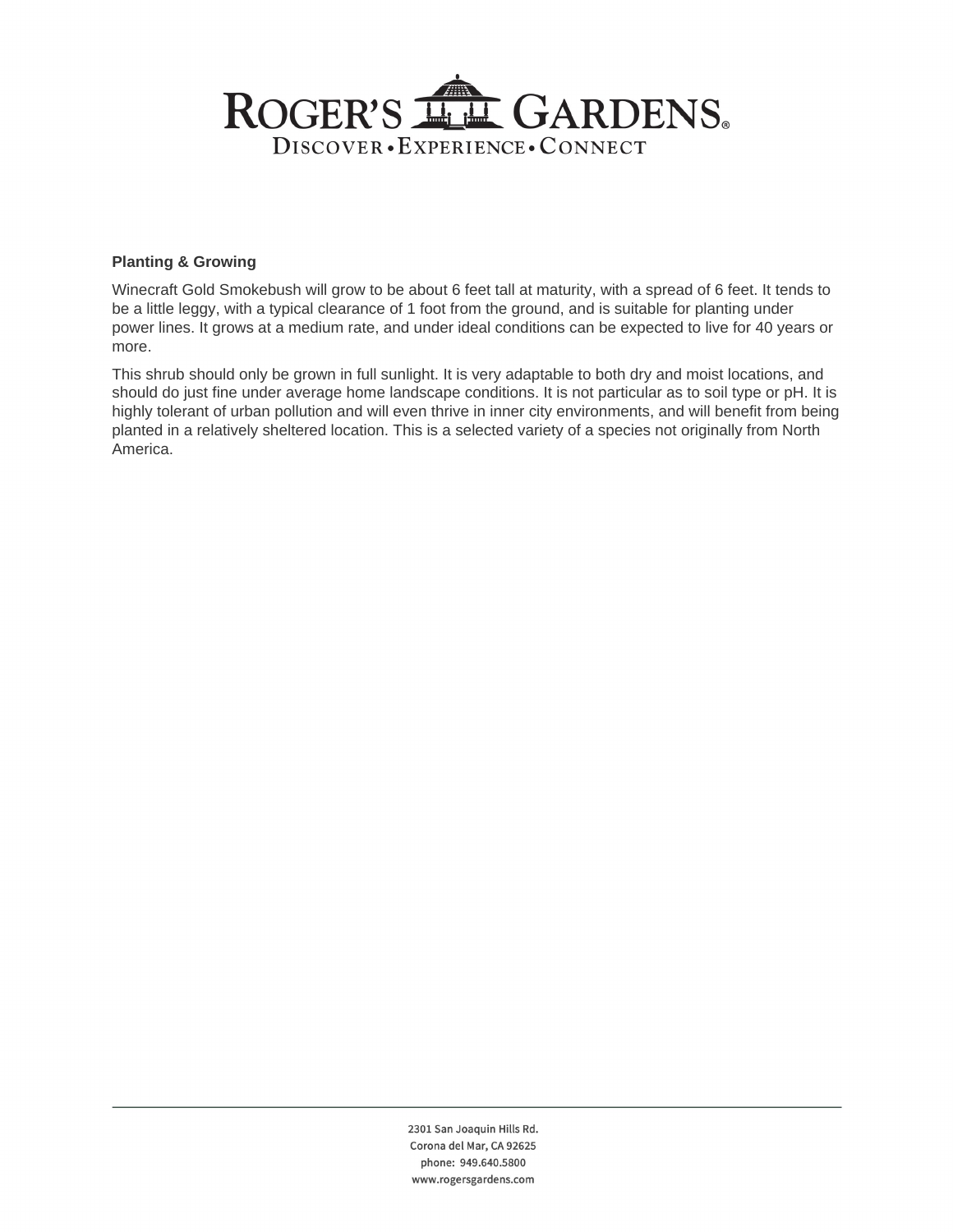## Planting & Growing

Winecraft Gold Smokebush will grow to be about 6 feet tall at maturity, with a spread of 6 feet. It tends to be a little leggy, with a typical clearance of 1 foot from the ground, and is suitable for planting under power lines. It grows at a medium rate, and under ideal conditions can be expected to live for 40 years or more.

This shrub should only be grown in full sunlight. It is very adaptable to both dry and moist locations, and should do just fine under average home landscape conditions. It is not particular as to soil type or pH. It is highly tolerant of urban pollution and will even thrive in inner city environments, and will benefit from being planted in a relatively sheltered location. This is a selected variety of a species not originally from North America.